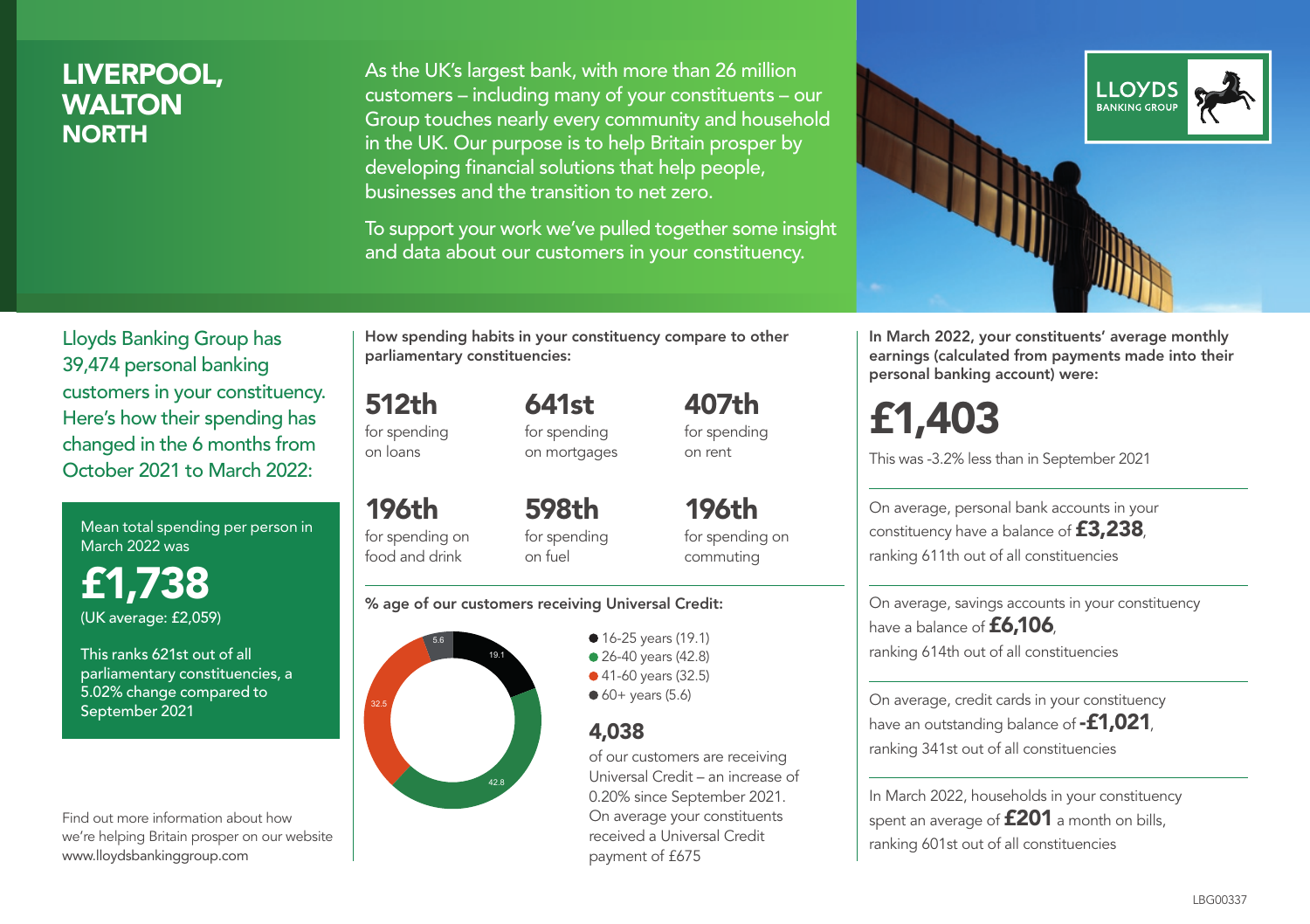# LIVERPOOL, WALTON NORTH

As the UK's largest bank, with more than 26 million customers – including many of your constituents – our Group touches nearly every community and household in the UK. Our purpose is to help Britain prosper by developing financial solutions that help people, businesses and the transition to net zero.

To support your work we've pulled together some insight and data about our customers in your constituency.

LLOYDS BANKING GROUP

Lloyds Banking Group has 39,474 personal banking customers in your constituency. Here's how their spending has changed in the 6 months from October 2021 to March 2022:

Mean total spending per person in March 2022 was

**£1,738**

(UK average: £2,059)

This ranks 621st out of all parliamentary constituencies, a 5.02% change compared to September 2021

Find out more information about how we're helping Britain prosper on our website www.lloydsbankinggroup.com

**How spending habits in your constituency compare to other parliamentary constituencies:**

| | | |
|---|---|---|
| **512th** for spending on loans | **641st** for spending on mortgages | **407th** for spending on rent |
| **196th** for spending on food and drink | **598th** for spending on fuel | **196th** for spending on commuting |

**% age of our customers receiving Universal Credit:**

- 16-25 years (19.1)
- 26-40 years (42.8)
- 41-60 years (32.5)
- 60+ years (5.6)

**4,038**

of our customers are receiving Universal Credit – an increase of 0.20% since September 2021. On average your constituents received a Universal Credit payment of £675

**In March 2022, your constituents' average monthly earnings (calculated from payments made into their personal banking account) were:**

**£1,403**

This was -3.2% less than in September 2021

On average, personal bank accounts in your constituency have a balance of **£3,238**, ranking 611th out of all constituencies

On average, savings accounts in your constituency have a balance of **£6,106**, ranking 614th out of all constituencies

On average, credit cards in your constituency have an outstanding balance of **-£1,021**, ranking 341st out of all constituencies

In March 2022, households in your constituency spent an average of **£201** a month on bills, ranking 601st out of all constituencies

LBG00337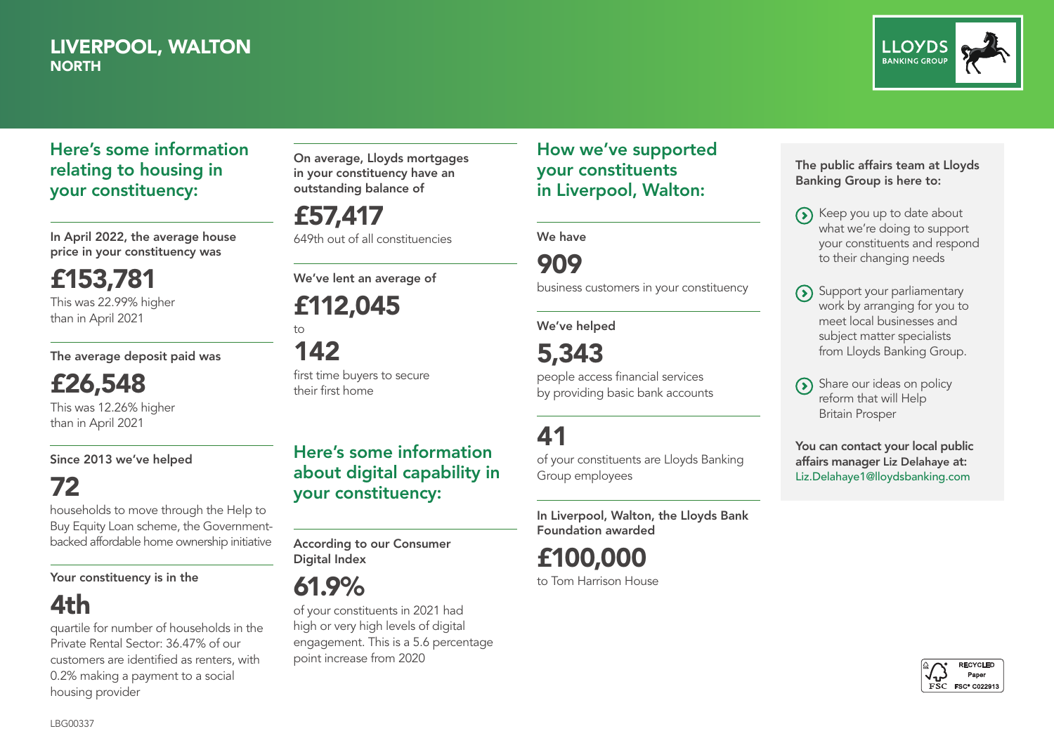# LIVERPOOL, WALTON

## NORTH

LLOYDS BANKING GROUP

## Here's some information relating to housing in your constituency:

**In April 2022, the average house price in your constituency was**

**£153,781**

This was 22.99% higher than in April 2021

**The average deposit paid was**

**£26,548**

This was 12.26% higher than in April 2021

**Since 2013 we've helped**

**72**

households to move through the Help to Buy Equity Loan scheme, the Government-backed affordable home ownership initiative

**Your constituency is in the**

**4th**

quartile for number of households in the Private Rental Sector: 36.47% of our customers are identified as renters, with 0.2% making a payment to a social housing provider

**On average, Lloyds mortgages in your constituency have an outstanding balance of**

**£57,417**

649th out of all constituencies

**We've lent an average of**

**£112,045**

to

**142**

first time buyers to secure their first home

## Here's some information about digital capability in your constituency:

**According to our Consumer Digital Index**

**61.9%**

of your constituents in 2021 had high or very high levels of digital engagement. This is a 5.6 percentage point increase from 2020

## How we've supported your constituents in Liverpool, Walton:

**We have**

**909**

business customers in your constituency

**We've helped**

**5,343**

people access financial services by providing basic bank accounts

**41**

of your constituents are Lloyds Banking Group employees

**In Liverpool, Walton, the Lloyds Bank Foundation awarded**

**£100,000**

to Tom Harrison House

**The public affairs team at Lloyds Banking Group is here to:**

- Keep you up to date about what we're doing to support your constituents and respond to their changing needs
- Support your parliamentary work by arranging for you to meet local businesses and subject matter specialists from Lloyds Banking Group.
- Share our ideas on policy reform that will Help Britain Prosper

**You can contact your local public affairs manager Liz Delahaye at:**
Liz.Delahaye1@lloydsbanking.com

RECYCLED Paper FSC FSC® C022913

LBG00337